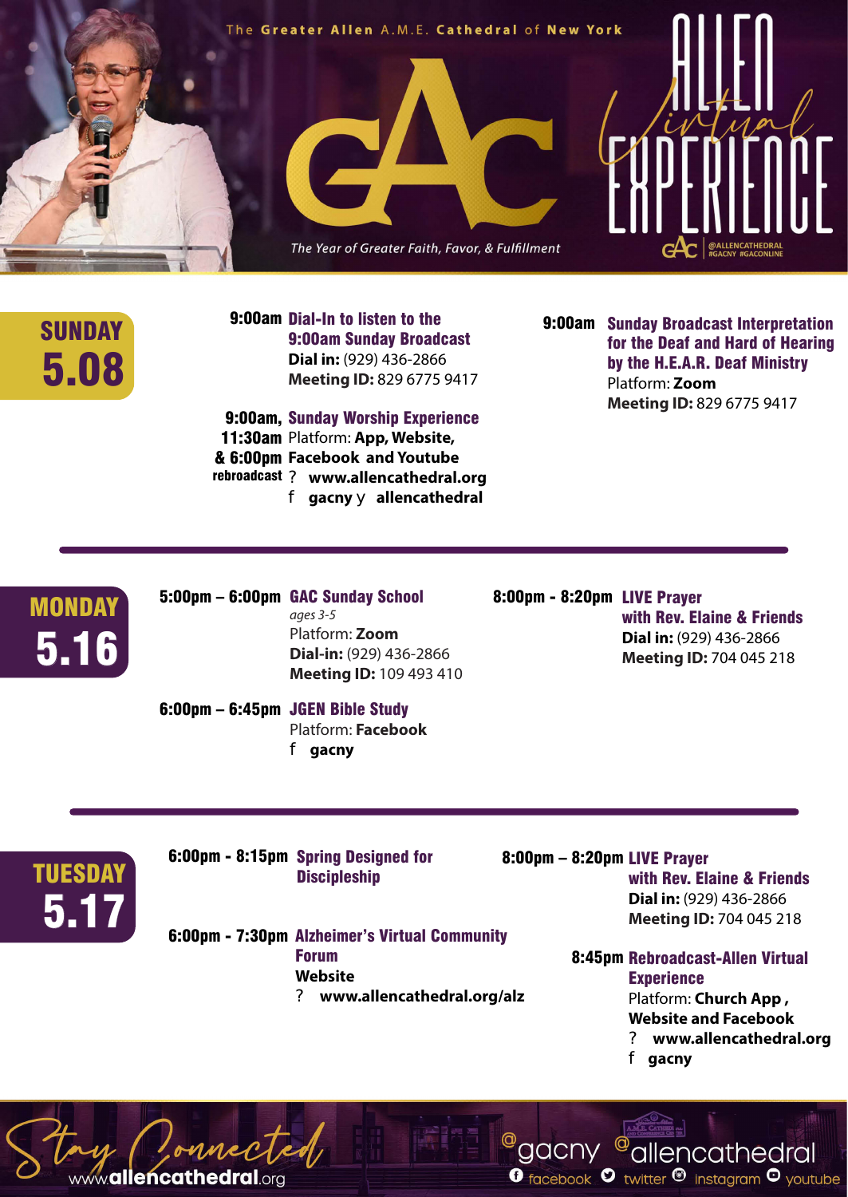The **Greater Allen** A.M.E. **Cathedral** of **New York**

# GAC

*The Year of Greater Faith, Favor, & Fulfillment*

# ALLEN *Virtual* EXPERIENCE

@ALLENCATHEDRAL #GACNY #GACONLINE

## SUNDAY 5.08

**9:00am** **Dial-In to listen to the 9:00am Sunday Broadcast**
**Dial in:** (929) 436-2866
**Meeting ID:** 829 6775 9417

**9:00am, 11:30am & 6:00pm rebroadcast** **Sunday Worship Experience**
Platform: **App, Website, Facebook and Youtube**
? **www.allencathedral.org**
f **gacny** y **allencathedral**

**9:00am** **Sunday Broadcast Interpretation for the Deaf and Hard of Hearing by the H.E.A.R. Deaf Ministry**
Platform: **Zoom**
**Meeting ID:** 829 6775 9417

## MONDAY 5.16

**5:00pm – 6:00pm** **GAC Sunday School**
*ages 3-5*
Platform: **Zoom**
**Dial-in:** (929) 436-2866
**Meeting ID:** 109 493 410

**6:00pm – 6:45pm** **JGEN Bible Study**
Platform: **Facebook**
f **gacny**

**8:00pm - 8:20pm** **LIVE Prayer with Rev. Elaine & Friends**
**Dial in:** (929) 436-2866
**Meeting ID:** 704 045 218

## TUESDAY 5.17

**6:00pm - 8:15pm** **Spring Designed for Discipleship**

**6:00pm - 7:30pm** **Alzheimer's Virtual Community Forum**
**Website**
? **www.allencathedral.org/alz**

**8:00pm – 8:20pm** **LIVE Prayer with Rev. Elaine & Friends**
**Dial in:** (929) 436-2866
**Meeting ID:** 704 045 218

**8:45pm** **Rebroadcast-Allen Virtual Experience**
Platform: **Church App , Website and Facebook**
? **www.allencathedral.org**
f **gacny**

*Stay Connected*
www.**allencathedral**.org

@gacny @allencathedral
facebook twitter instagram youtube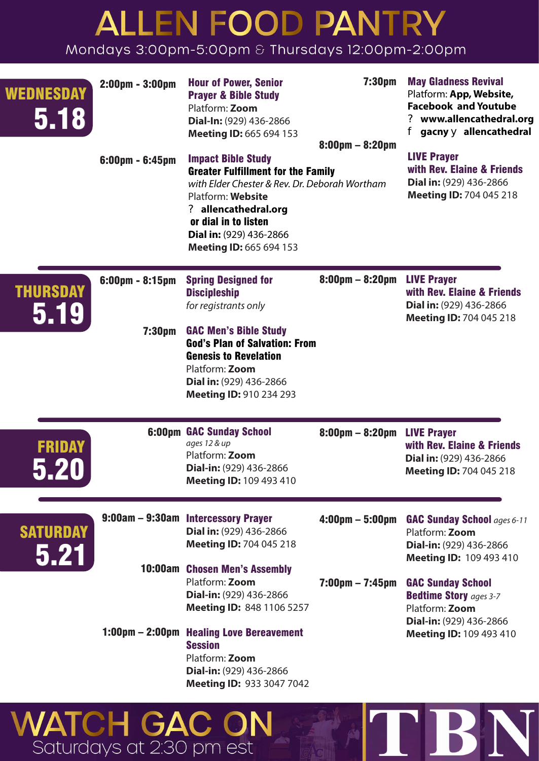# ALLEN FOOD PANTRY

Mondays 3:00pm-5:00pm & Thursdays 12:00pm-2:00pm

## WEDNESDAY 5.18

**2:00pm - 3:00pm** **Hour of Power, Senior Prayer & Bible Study**
Platform: **Zoom**
**Dial-In:** (929) 436-2866
**Meeting ID:** 665 694 153

**6:00pm - 6:45pm** **Impact Bible Study**
**Greater Fulfillment for the Family**
*with Elder Chester & Rev. Dr. Deborah Wortham*
Platform: **Website**
? **allencathedral.org**
**or dial in to listen**
**Dial in:** (929) 436-2866
**Meeting ID:** 665 694 153

**7:30pm** **May Gladness Revival**
Platform: **App, Website, Facebook and Youtube**
? **www.allencathedral.org**
f **gacny** y **allencathedral**

**8:00pm – 8:20pm** **LIVE Prayer with Rev. Elaine & Friends**
**Dial in:** (929) 436-2866
**Meeting ID:** 704 045 218

## THURSDAY 5.19

**6:00pm - 8:15pm** **Spring Designed for Discipleship**
*for registrants only*

**7:30pm** **GAC Men's Bible Study**
**God's Plan of Salvation: From Genesis to Revelation**
Platform: **Zoom**
**Dial in:** (929) 436-2866
**Meeting ID:** 910 234 293

**8:00pm – 8:20pm** **LIVE Prayer with Rev. Elaine & Friends**
**Dial in:** (929) 436-2866
**Meeting ID:** 704 045 218

## FRIDAY 5.20

**6:00pm** **GAC Sunday School**
*ages 12 & up*
Platform: **Zoom**
**Dial-in:** (929) 436-2866
**Meeting ID:** 109 493 410

**8:00pm – 8:20pm** **LIVE Prayer with Rev. Elaine & Friends**
**Dial in:** (929) 436-2866
**Meeting ID:** 704 045 218

## SATURDAY 5.21

**9:00am – 9:30am** **Intercessory Prayer**
**Dial in:** (929) 436-2866
**Meeting ID:** 704 045 218

**10:00am** **Chosen Men's Assembly**
Platform: **Zoom**
**Dial-in:** (929) 436-2866
**Meeting ID:** 848 1106 5257

**1:00pm – 2:00pm** **Healing Love Bereavement Session**
Platform: **Zoom**
**Dial-in:** (929) 436-2866
**Meeting ID:** 933 3047 7042

**4:00pm – 5:00pm** **GAC Sunday School** *ages 6-11*
Platform: **Zoom**
**Dial-in:** (929) 436-2866
**Meeting ID:** 109 493 410

**7:00pm – 7:45pm** **GAC Sunday School Bedtime Story** *ages 3-7*
Platform: **Zoom**
**Dial-in:** (929) 436-2866
**Meeting ID:** 109 493 410

# WATCH GAC ON TBN

Saturdays at 2:30 pm est